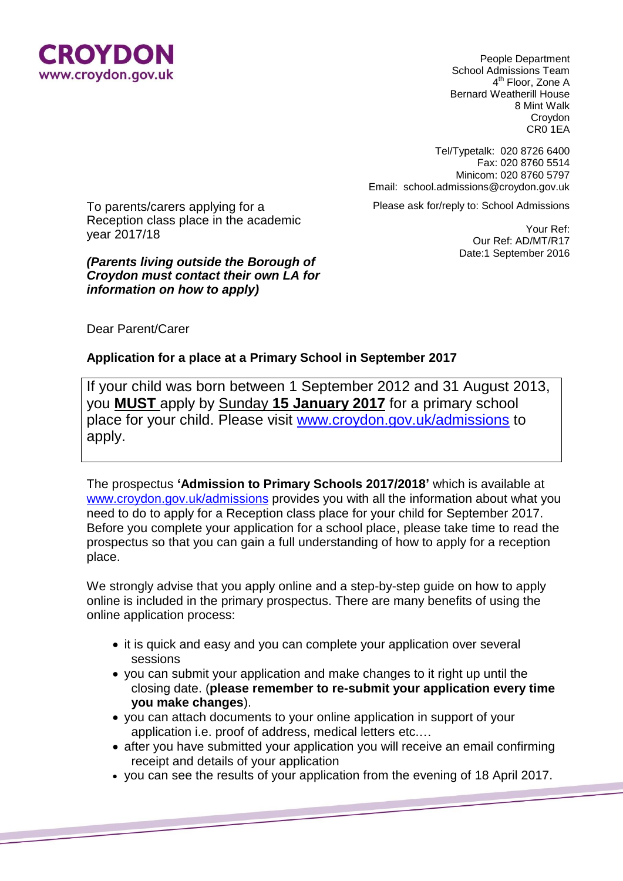**CROYDON**
www.croydon.gov.uk

People Department
School Admissions Team
4th Floor, Zone A
Bernard Weatherill House
8 Mint Walk
Croydon
CR0 1EA

Tel/Typetalk: 020 8726 6400
Fax: 020 8760 5514
Minicom: 020 8760 5797
Email: school.admissions@croydon.gov.uk

Please ask for/reply to: School Admissions

Your Ref:
Our Ref: AD/MT/R17
Date:1 September 2016

To parents/carers applying for a Reception class place in the academic year 2017/18

***(Parents living outside the Borough of Croydon must contact their own LA for information on how to apply)***

Dear Parent/Carer

**Application for a place at a Primary School in September 2017**

If your child was born between 1 September 2012 and 31 August 2013, you **MUST** apply by Sunday **15 January 2017** for a primary school place for your child. Please visit [www.croydon.gov.uk/admissions](http://www.croydon.gov.uk/admissions) to apply.

The prospectus **'Admission to Primary Schools 2017/2018'** which is available at [www.croydon.gov.uk/admissions](http://www.croydon.gov.uk/admissions) provides you with all the information about what you need to do to apply for a Reception class place for your child for September 2017. Before you complete your application for a school place, please take time to read the prospectus so that you can gain a full understanding of how to apply for a reception place.

We strongly advise that you apply online and a step-by-step guide on how to apply online is included in the primary prospectus. There are many benefits of using the online application process:

- it is quick and easy and you can complete your application over several sessions
- you can submit your application and make changes to it right up until the closing date. (**please remember to re-submit your application every time you make changes**).
- you can attach documents to your online application in support of your application i.e. proof of address, medical letters etc.…
- after you have submitted your application you will receive an email confirming receipt and details of your application
- you can see the results of your application from the evening of 18 April 2017.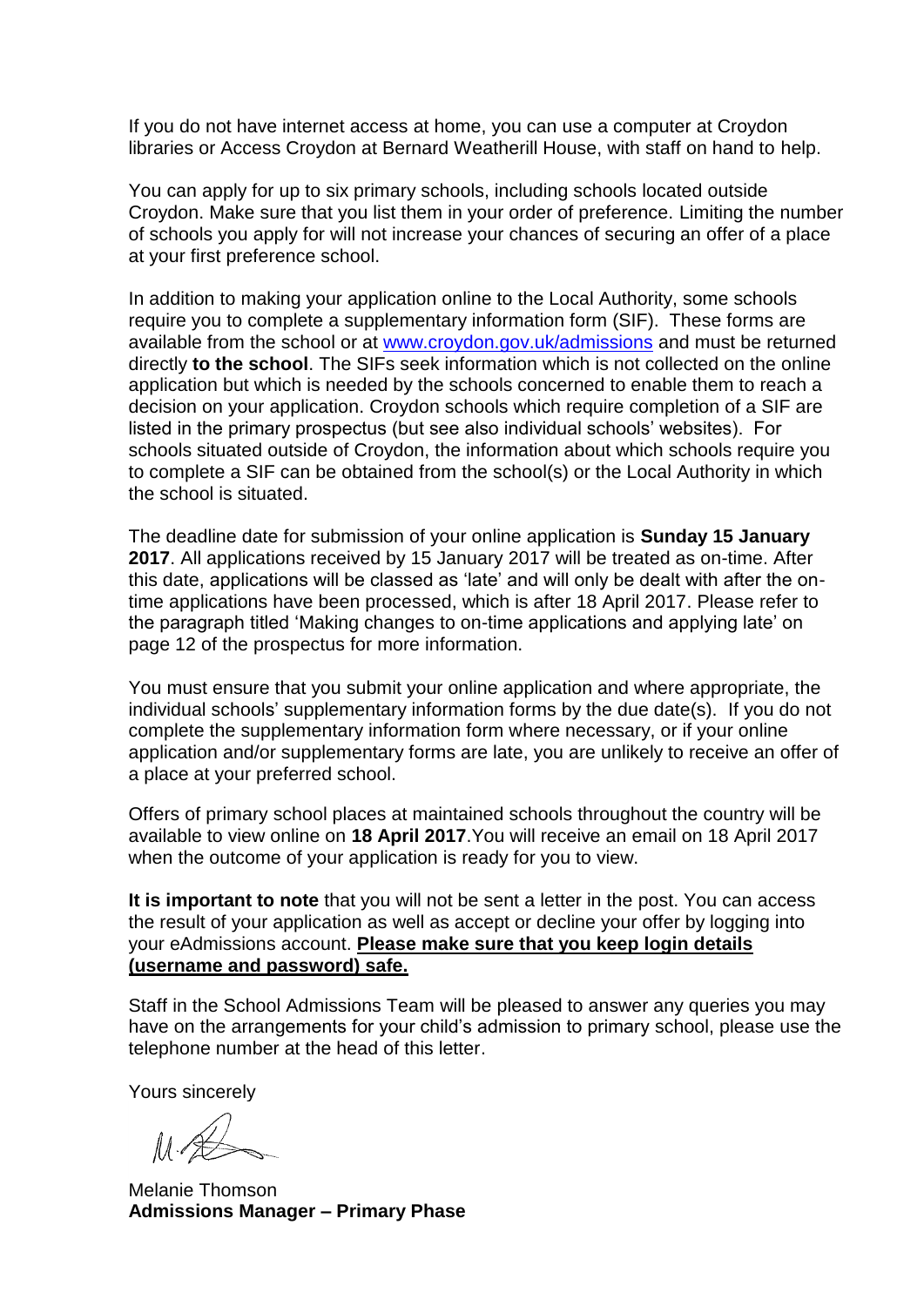If you do not have internet access at home, you can use a computer at Croydon libraries or Access Croydon at Bernard Weatherill House, with staff on hand to help.

You can apply for up to six primary schools, including schools located outside Croydon. Make sure that you list them in your order of preference. Limiting the number of schools you apply for will not increase your chances of securing an offer of a place at your first preference school.

In addition to making your application online to the Local Authority, some schools require you to complete a supplementary information form (SIF). These forms are available from the school or at [www.croydon.gov.uk/admissions](www.croydon.gov.uk/admissions) and must be returned directly **to the school**. The SIFs seek information which is not collected on the online application but which is needed by the schools concerned to enable them to reach a decision on your application. Croydon schools which require completion of a SIF are listed in the primary prospectus (but see also individual schools' websites). For schools situated outside of Croydon, the information about which schools require you to complete a SIF can be obtained from the school(s) or the Local Authority in which the school is situated.

The deadline date for submission of your online application is **Sunday 15 January 2017**. All applications received by 15 January 2017 will be treated as on-time. After this date, applications will be classed as 'late' and will only be dealt with after the on-time applications have been processed, which is after 18 April 2017. Please refer to the paragraph titled 'Making changes to on-time applications and applying late' on page 12 of the prospectus for more information.

You must ensure that you submit your online application and where appropriate, the individual schools' supplementary information forms by the due date(s). If you do not complete the supplementary information form where necessary, or if your online application and/or supplementary forms are late, you are unlikely to receive an offer of a place at your preferred school.

Offers of primary school places at maintained schools throughout the country will be available to view online on **18 April 2017**.You will receive an email on 18 April 2017 when the outcome of your application is ready for you to view.

**It is important to note** that you will not be sent a letter in the post. You can access the result of your application as well as accept or decline your offer by logging into your eAdmissions account. **<u>Please make sure that you keep login details (username and password) safe.</u>**

Staff in the School Admissions Team will be pleased to answer any queries you may have on the arrangements for your child's admission to primary school, please use the telephone number at the head of this letter.

Yours sincerely

Melanie Thomson
**Admissions Manager – Primary Phase**